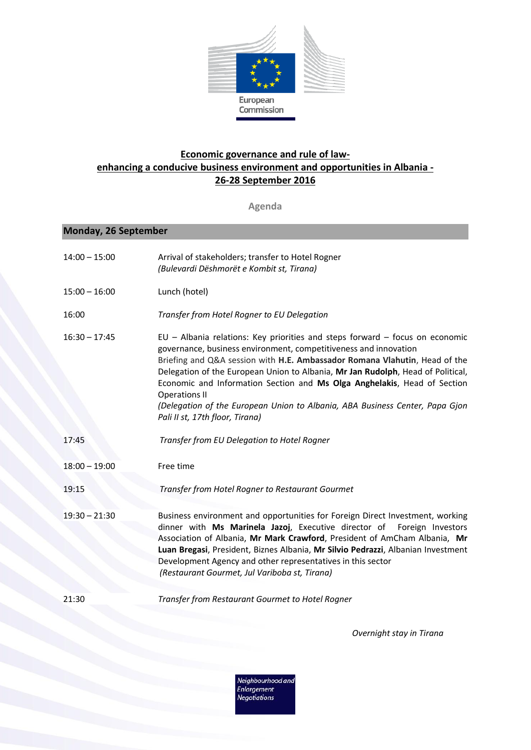European Commission

# Economic governance and rule of law- enhancing a conducive business environment and opportunities in Albania - 26-28 September 2016

Agenda

## Monday, 26 September

| | |
|---|---|
| 14:00 – 15:00 | Arrival of stakeholders; transfer to Hotel Rogner *(Bulevardi Dëshmorët e Kombit st, Tirana)* |
| 15:00 – 16:00 | Lunch (hotel) |
| 16:00 | *Transfer from Hotel Rogner to EU Delegation* |
| 16:30 – 17:45 | EU – Albania relations: Key priorities and steps forward – focus on economic governance, business environment, competitiveness and innovation<br>Briefing and Q&A session with **H.E. Ambassador Romana Vlahutin**, Head of the Delegation of the European Union to Albania, **Mr Jan Rudolph**, Head of Political, Economic and Information Section and **Ms Olga Anghelakis**, Head of Section Operations II<br>*(Delegation of the European Union to Albania, ABA Business Center, Papa Gjon Pali II st, 17th floor, Tirana)* |
| 17:45 | *Transfer from EU Delegation to Hotel Rogner* |
| 18:00 – 19:00 | Free time |
| 19:15 | *Transfer from Hotel Rogner to Restaurant Gourmet* |
| 19:30 – 21:30 | Business environment and opportunities for Foreign Direct Investment, working dinner with **Ms Marinela Jazoj**, Executive director of Foreign Investors Association of Albania, **Mr Mark Crawford**, President of AmCham Albania, **Mr Luan Bregasi**, President, Biznes Albania, **Mr Silvio Pedrazzi**, Albanian Investment Development Agency and other representatives in this sector<br>*(Restaurant Gourmet, Jul Variboba st, Tirana)* |
| 21:30 | *Transfer from Restaurant Gourmet to Hotel Rogner* |

*Overnight stay in Tirana*

Neighbourhood and Enlargement Negotiations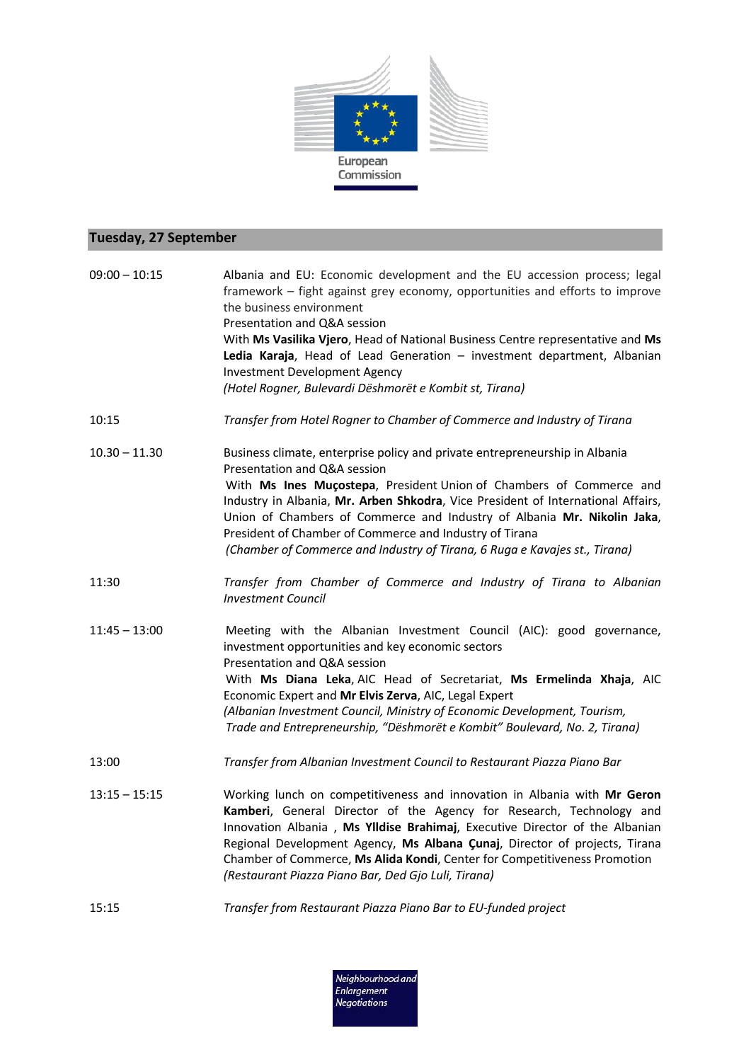## Tuesday, 27 September

| | |
|---|---|
| 09:00 – 10:15 | Albania and EU: Economic development and the EU accession process; legal framework – fight against grey economy, opportunities and efforts to improve the business environment<br>Presentation and Q&A session<br>With **Ms Vasilika Vjero**, Head of National Business Centre representative and **Ms Ledia Karaja**, Head of Lead Generation – investment department, Albanian Investment Development Agency<br>*(Hotel Rogner, Bulevardi Dëshmorët e Kombit st, Tirana)* |
| 10:15 | *Transfer from Hotel Rogner to Chamber of Commerce and Industry of Tirana* |
| 10.30 – 11.30 | Business climate, enterprise policy and private entrepreneurship in Albania<br>Presentation and Q&A session<br>With **Ms Ines Muçostepa**, President Union of Chambers of Commerce and Industry in Albania, **Mr. Arben Shkodra**, Vice President of International Affairs, Union of Chambers of Commerce and Industry of Albania **Mr. Nikolin Jaka**, President of Chamber of Commerce and Industry of Tirana<br>*(Chamber of Commerce and Industry of Tirana, 6 Ruga e Kavajes st., Tirana)* |
| 11:30 | *Transfer from Chamber of Commerce and Industry of Tirana to Albanian Investment Council* |
| 11:45 – 13:00 | Meeting with the Albanian Investment Council (AIC): good governance, investment opportunities and key economic sectors<br>Presentation and Q&A session<br>With **Ms Diana Leka**, AIC Head of Secretariat, **Ms Ermelinda Xhaja**, AIC Economic Expert and **Mr Elvis Zerva**, AIC, Legal Expert<br>*(Albanian Investment Council, Ministry of Economic Development, Tourism, Trade and Entrepreneurship, "Dëshmorët e Kombit" Boulevard, No. 2, Tirana)* |
| 13:00 | *Transfer from Albanian Investment Council to Restaurant Piazza Piano Bar* |
| 13:15 – 15:15 | Working lunch on competitiveness and innovation in Albania with **Mr Geron Kamberi**, General Director of the Agency for Research, Technology and Innovation Albania , **Ms Ylldise Brahimaj**, Executive Director of the Albanian Regional Development Agency, **Ms Albana Çunaj**, Director of projects, Tirana Chamber of Commerce, **Ms Alida Kondi**, Center for Competitiveness Promotion<br>*(Restaurant Piazza Piano Bar, Ded Gjo Luli, Tirana)* |
| 15:15 | *Transfer from Restaurant Piazza Piano Bar to EU-funded project* |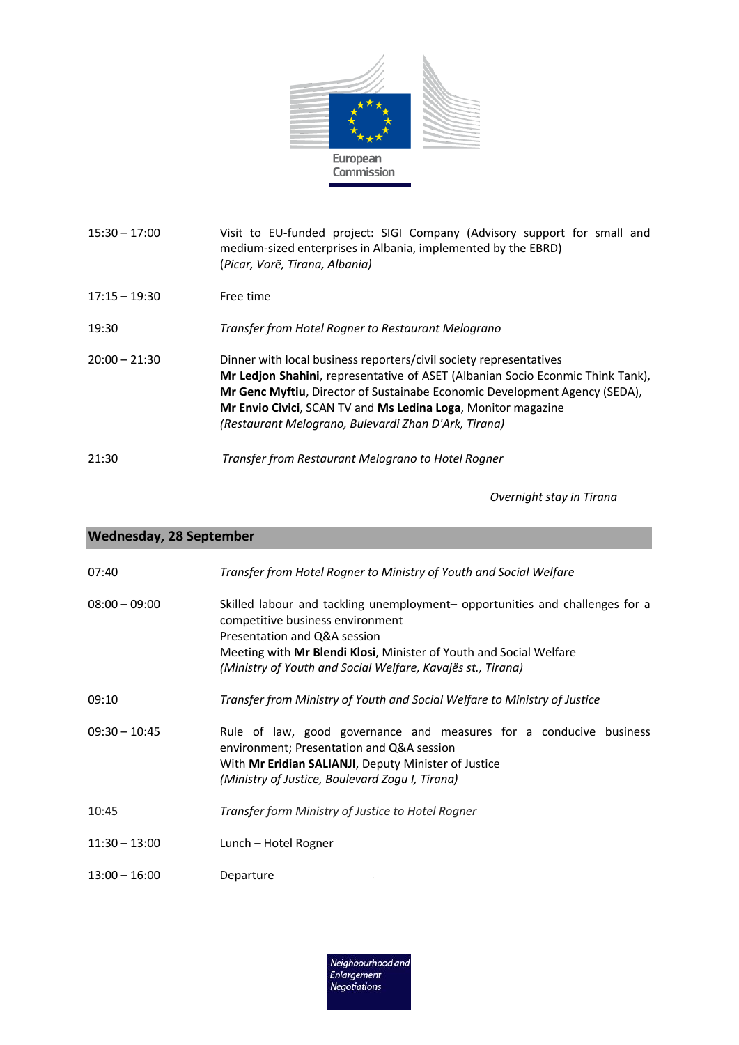| | |
|---|---|
| 15:30 – 17:00 | Visit to EU-funded project: SIGI Company (Advisory support for small and medium-sized enterprises in Albania, implemented by the EBRD) *(Picar, Vorë, Tirana, Albania)* |
| 17:15 – 19:30 | Free time |
| 19:30 | *Transfer from Hotel Rogner to Restaurant Melograno* |
| 20:00 – 21:30 | Dinner with local business reporters/civil society representatives **Mr Ledjon Shahini**, representative of ASET (Albanian Socio Econmic Think Tank), **Mr Genc Myftiu**, Director of Sustainabe Economic Development Agency (SEDA), **Mr Envio Civici**, SCAN TV and **Ms Ledina Loga**, Monitor magazine *(Restaurant Melograno, Bulevardi Zhan D'Ark, Tirana)* |
| 21:30 | *Transfer from Restaurant Melograno to Hotel Rogner* |

*Overnight stay in Tirana*

## Wednesday, 28 September

| | |
|---|---|
| 07:40 | *Transfer from Hotel Rogner to Ministry of Youth and Social Welfare* |
| 08:00 – 09:00 | Skilled labour and tackling unemployment– opportunities and challenges for a competitive business environment<br>Presentation and Q&A session<br>Meeting with **Mr Blendi Klosi**, Minister of Youth and Social Welfare<br>*(Ministry of Youth and Social Welfare, Kavajës st., Tirana)* |
| 09:10 | *Transfer from Ministry of Youth and Social Welfare to Ministry of Justice* |
| 09:30 – 10:45 | Rule of law, good governance and measures for a conducive business environment; Presentation and Q&A session<br>With **Mr Eridian SALIANJI**, Deputy Minister of Justice<br>*(Ministry of Justice, Boulevard Zogu I, Tirana)* |
| 10:45 | *Transfer form Ministry of Justice to Hotel Rogner* |
| 11:30 – 13:00 | Lunch – Hotel Rogner |
| 13:00 – 16:00 | Departure |